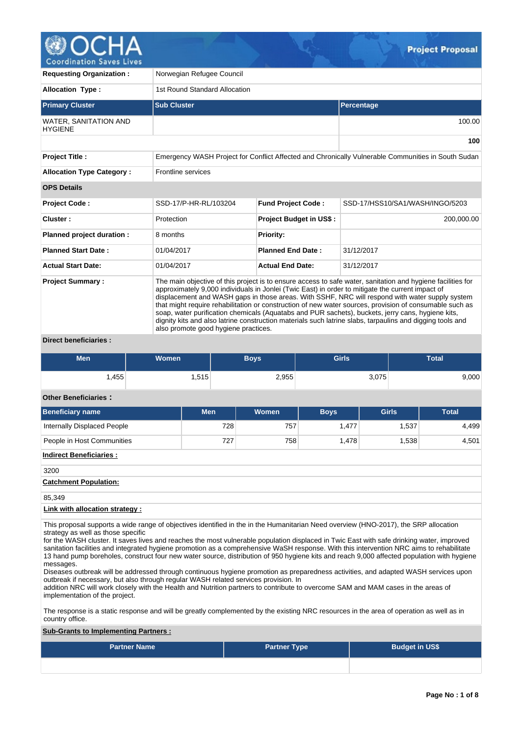# Project Proposal

| | |
|---|---|
| **Requesting Organization :** | Norwegian Refugee Council |
| **Allocation Type :** | 1st Round Standard Allocation |

| Primary Cluster | Sub Cluster | Percentage |
|---|---|---|
| WATER, SANITATION AND HYGIENE | | 100.00 |
| | | **100** |

| | |
|---|---|
| **Project Title :** | Emergency WASH Project for Conflict Affected and Chronically Vulnerable Communities in South Sudan |
| **Allocation Type Category :** | Frontline services |

**OPS Details**

| | | | |
|---|---|---|---|
| **Project Code :** | SSD-17/P-HR-RL/103204 | **Fund Project Code :** | SSD-17/HSS10/SA1/WASH/INGO/5203 |
| **Cluster :** | Protection | **Project Budget in US$ :** | 200,000.00 |
| **Planned project duration :** | 8 months | **Priority:** | |
| **Planned Start Date :** | 01/04/2017 | **Planned End Date :** | 31/12/2017 |
| **Actual Start Date:** | 01/04/2017 | **Actual End Date:** | 31/12/2017 |

**Project Summary :**

The main objective of this project is to ensure access to safe water, sanitation and hygiene facilities for approximately 9,000 individuals in Jonlei (Twic East) in order to mitigate the current impact of displacement and WASH gaps in those areas. With SSHF, NRC will respond with water supply system that might require rehabilitation or construction of new water sources, provision of consumable such as soap, water purification chemicals (Aquatabs and PUR sachets), buckets, jerry cans, hygiene kits, dignity kits and also latrine construction materials such latrine slabs, tarpaulins and digging tools and also promote good hygiene practices.

**Direct beneficiaries :**

| Men | Women | Boys | Girls | Total |
|---|---|---|---|---|
| 1,455 | 1,515 | 2,955 | 3,075 | 9,000 |

**Other Beneficiaries :**

| Beneficiary name | Men | Women | Boys | Girls | Total |
|---|---|---|---|---|---|
| Internally Displaced People | 728 | 757 | 1,477 | 1,537 | 4,499 |
| People in Host Communities | 727 | 758 | 1,478 | 1,538 | 4,501 |

**Indirect Beneficiaries :**

3200

**Catchment Population:**

85,349

**Link with allocation strategy :**

This proposal supports a wide range of objectives identified in the in the Humanitarian Need overview (HNO-2017), the SRP allocation strategy as well as those specific
for the WASH cluster. It saves lives and reaches the most vulnerable population displaced in Twic East with safe drinking water, improved sanitation facilities and integrated hygiene promotion as a comprehensive WaSH response. With this intervention NRC aims to rehabilitate 13 hand pump boreholes, construct four new water source, distribution of 950 hygiene kits and reach 9,000 affected population with hygiene messages.
Diseases outbreak will be addressed through continuous hygiene promotion as preparedness activities, and adapted WASH services upon outbreak if necessary, but also through regular WASH related services provision. In
addition NRC will work closely with the Health and Nutrition partners to contribute to overcome SAM and MAM cases in the areas of implementation of the project.

The response is a static response and will be greatly complemented by the existing NRC resources in the area of operation as well as in country office.

**Sub-Grants to Implementing Partners :**

| Partner Name | Partner Type | Budget in US$ |
|---|---|---|
| | | |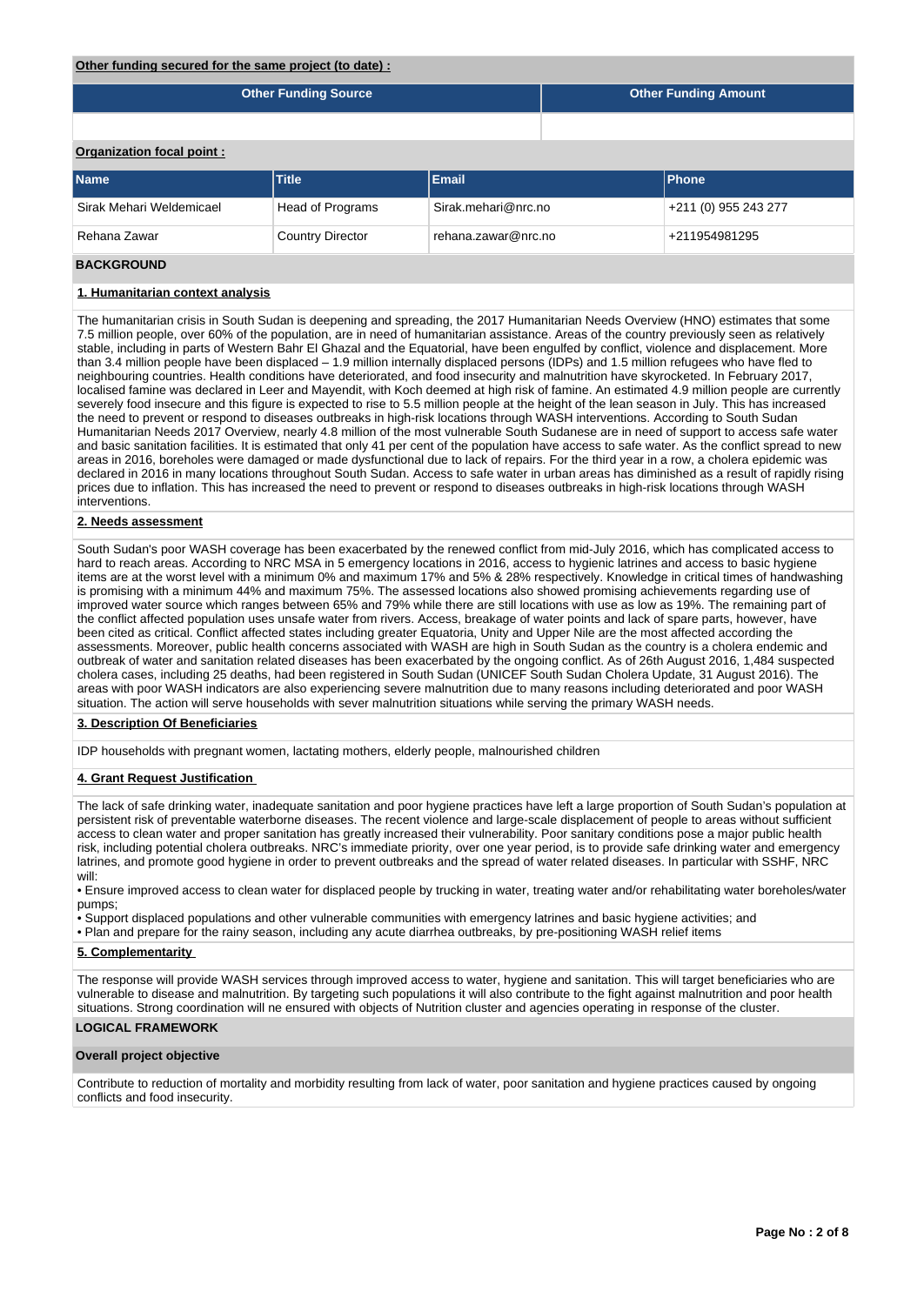**Other funding secured for the same project (to date) :**

| Other Funding Source | Other Funding Amount |
|---|---|
| | |

**Organization focal point :**

| Name | Title | Email | Phone |
|---|---|---|---|
| Sirak Mehari Weldemicael | Head of Programs | Sirak.mehari@nrc.no | +211 (0) 955 243 277 |
| Rehana Zawar | Country Director | rehana.zawar@nrc.no | +211954981295 |

## BACKGROUND

### 1. Humanitarian context analysis

The humanitarian crisis in South Sudan is deepening and spreading, the 2017 Humanitarian Needs Overview (HNO) estimates that some 7.5 million people, over 60% of the population, are in need of humanitarian assistance. Areas of the country previously seen as relatively stable, including in parts of Western Bahr El Ghazal and the Equatorial, have been engulfed by conflict, violence and displacement. More than 3.4 million people have been displaced – 1.9 million internally displaced persons (IDPs) and 1.5 million refugees who have fled to neighbouring countries. Health conditions have deteriorated, and food insecurity and malnutrition have skyrocketed. In February 2017, localised famine was declared in Leer and Mayendit, with Koch deemed at high risk of famine. An estimated 4.9 million people are currently severely food insecure and this figure is expected to rise to 5.5 million people at the height of the lean season in July. This has increased the need to prevent or respond to diseases outbreaks in high-risk locations through WASH interventions. According to South Sudan Humanitarian Needs 2017 Overview, nearly 4.8 million of the most vulnerable South Sudanese are in need of support to access safe water and basic sanitation facilities. It is estimated that only 41 per cent of the population have access to safe water. As the conflict spread to new areas in 2016, boreholes were damaged or made dysfunctional due to lack of repairs. For the third year in a row, a cholera epidemic was declared in 2016 in many locations throughout South Sudan. Access to safe water in urban areas has diminished as a result of rapidly rising prices due to inflation. This has increased the need to prevent or respond to diseases outbreaks in high-risk locations through WASH interventions.

### 2. Needs assessment

South Sudan's poor WASH coverage has been exacerbated by the renewed conflict from mid-July 2016, which has complicated access to hard to reach areas. According to NRC MSA in 5 emergency locations in 2016, access to hygienic latrines and access to basic hygiene items are at the worst level with a minimum 0% and maximum 17% and 5% & 28% respectively. Knowledge in critical times of handwashing is promising with a minimum 44% and maximum 75%. The assessed locations also showed promising achievements regarding use of improved water source which ranges between 65% and 79% while there are still locations with use as low as 19%. The remaining part of the conflict affected population uses unsafe water from rivers. Access, breakage of water points and lack of spare parts, however, have been cited as critical. Conflict affected states including greater Equatoria, Unity and Upper Nile are the most affected according the assessments. Moreover, public health concerns associated with WASH are high in South Sudan as the country is a cholera endemic and outbreak of water and sanitation related diseases has been exacerbated by the ongoing conflict. As of 26th August 2016, 1,484 suspected cholera cases, including 25 deaths, had been registered in South Sudan (UNICEF South Sudan Cholera Update, 31 August 2016). The areas with poor WASH indicators are also experiencing severe malnutrition due to many reasons including deteriorated and poor WASH situation. The action will serve households with sever malnutrition situations while serving the primary WASH needs.

### 3. Description Of Beneficiaries

IDP households with pregnant women, lactating mothers, elderly people, malnourished children

### 4. Grant Request Justification

The lack of safe drinking water, inadequate sanitation and poor hygiene practices have left a large proportion of South Sudan's population at persistent risk of preventable waterborne diseases. The recent violence and large-scale displacement of people to areas without sufficient access to clean water and proper sanitation has greatly increased their vulnerability. Poor sanitary conditions pose a major public health risk, including potential cholera outbreaks. NRC's immediate priority, over one year period, is to provide safe drinking water and emergency latrines, and promote good hygiene in order to prevent outbreaks and the spread of water related diseases. In particular with SSHF, NRC will:

- Ensure improved access to clean water for displaced people by trucking in water, treating water and/or rehabilitating water boreholes/water pumps;
- Support displaced populations and other vulnerable communities with emergency latrines and basic hygiene activities; and
- Plan and prepare for the rainy season, including any acute diarrhea outbreaks, by pre-positioning WASH relief items

### 5. Complementarity

The response will provide WASH services through improved access to water, hygiene and sanitation. This will target beneficiaries who are vulnerable to disease and malnutrition. By targeting such populations it will also contribute to the fight against malnutrition and poor health situations. Strong coordination will ne ensured with objects of Nutrition cluster and agencies operating in response of the cluster.

## LOGICAL FRAMEWORK

**Overall project objective**

Contribute to reduction of mortality and morbidity resulting from lack of water, poor sanitation and hygiene practices caused by ongoing conflicts and food insecurity.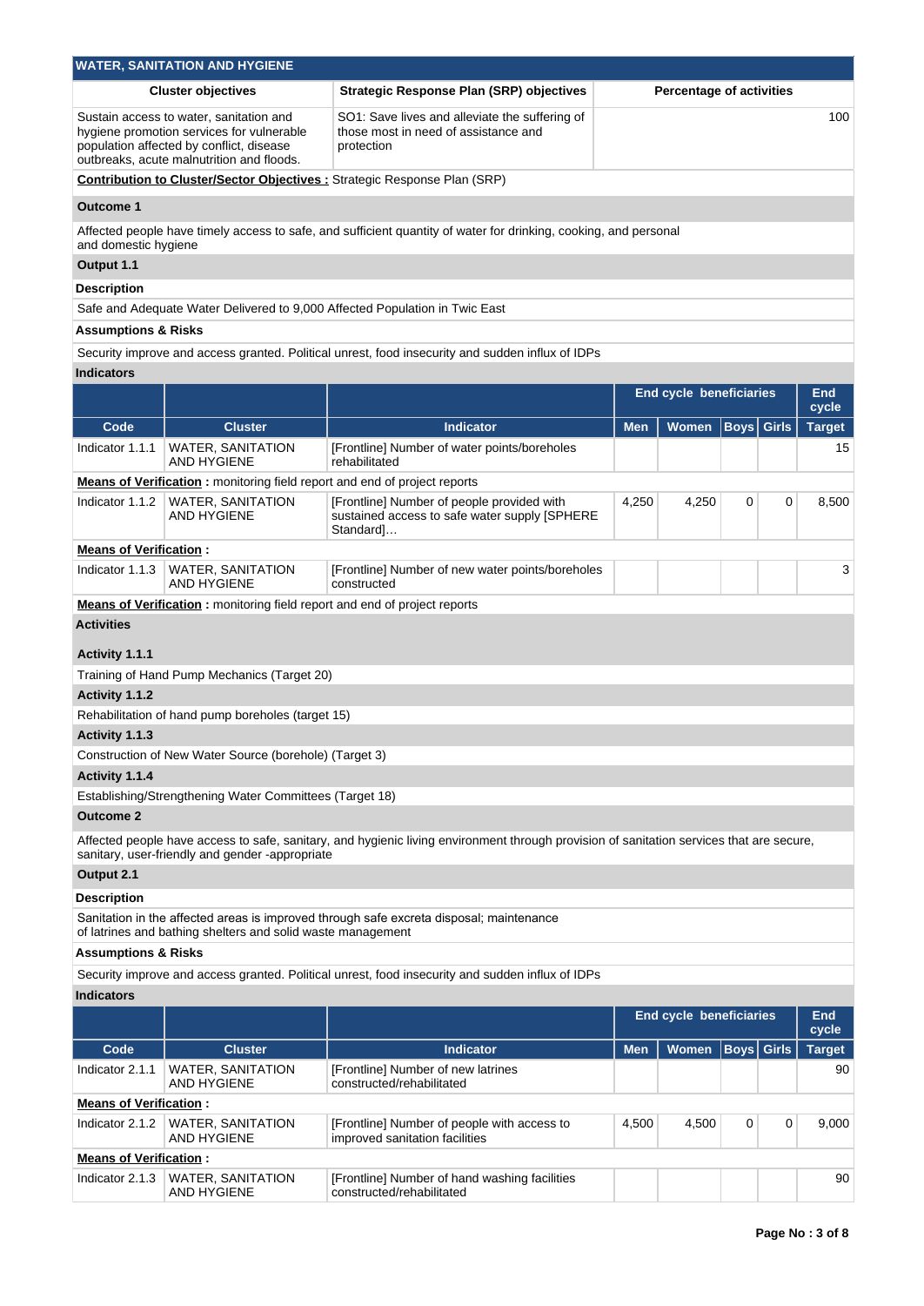## WATER, SANITATION AND HYGIENE

| Cluster objectives | Strategic Response Plan (SRP) objectives | Percentage of activities |
| --- | --- | --- |
| Sustain access to water, sanitation and hygiene promotion services for vulnerable population affected by conflict, disease outbreaks, acute malnutrition and floods. | SO1: Save lives and alleviate the suffering of those most in need of assistance and protection | 100 |

**Contribution to Cluster/Sector Objectives :** Strategic Response Plan (SRP)

### Outcome 1

Affected people have timely access to safe, and sufficient quantity of water for drinking, cooking, and personal and domestic hygiene

### Output 1.1

**Description**

Safe and Adequate Water Delivered to 9,000 Affected Population in Twic East

**Assumptions & Risks**

Security improve and access granted. Political unrest, food insecurity and sudden influx of IDPs

**Indicators**

| | | | End cycle beneficiaries | | | | End cycle |
| --- | --- | --- | --- | --- | --- | --- | --- |
| **Code** | **Cluster** | **Indicator** | **Men** | **Women** | **Boys** | **Girls** | **Target** |
| Indicator 1.1.1 | WATER, SANITATION AND HYGIENE | [Frontline] Number of water points/boreholes rehabilitated | | | | | 15 |
| **Means of Verification :** monitoring field report and end of project reports | | | | | | | |
| Indicator 1.1.2 | WATER, SANITATION AND HYGIENE | [Frontline] Number of people provided with sustained access to safe water supply [SPHERE Standard]… | 4,250 | 4,250 | 0 | 0 | 8,500 |
| **Means of Verification :** | | | | | | | |
| Indicator 1.1.3 | WATER, SANITATION AND HYGIENE | [Frontline] Number of new water points/boreholes constructed | | | | | 3 |
| **Means of Verification :** monitoring field report and end of project reports | | | | | | | |

**Activities**

**Activity 1.1.1**

Training of Hand Pump Mechanics (Target 20)

**Activity 1.1.2**

Rehabilitation of hand pump boreholes (target 15)

**Activity 1.1.3**

Construction of New Water Source (borehole) (Target 3)

**Activity 1.1.4**

Establishing/Strengthening Water Committees (Target 18)

### Outcome 2

Affected people have access to safe, sanitary, and hygienic living environment through provision of sanitation services that are secure, sanitary, user-friendly and gender -appropriate

### Output 2.1

**Description**

Sanitation in the affected areas is improved through safe excreta disposal; maintenance of latrines and bathing shelters and solid waste management

**Assumptions & Risks**

Security improve and access granted. Political unrest, food insecurity and sudden influx of IDPs

**Indicators**

| | | | End cycle beneficiaries | | | | End cycle |
| --- | --- | --- | --- | --- | --- | --- | --- |
| **Code** | **Cluster** | **Indicator** | **Men** | **Women** | **Boys** | **Girls** | **Target** |
| Indicator 2.1.1 | WATER, SANITATION AND HYGIENE | [Frontline] Number of new latrines constructed/rehabilitated | | | | | 90 |
| **Means of Verification :** | | | | | | | |
| Indicator 2.1.2 | WATER, SANITATION AND HYGIENE | [Frontline] Number of people with access to improved sanitation facilities | 4,500 | 4,500 | 0 | 0 | 9,000 |
| **Means of Verification :** | | | | | | | |
| Indicator 2.1.3 | WATER, SANITATION AND HYGIENE | [Frontline] Number of hand washing facilities constructed/rehabilitated | | | | | 90 |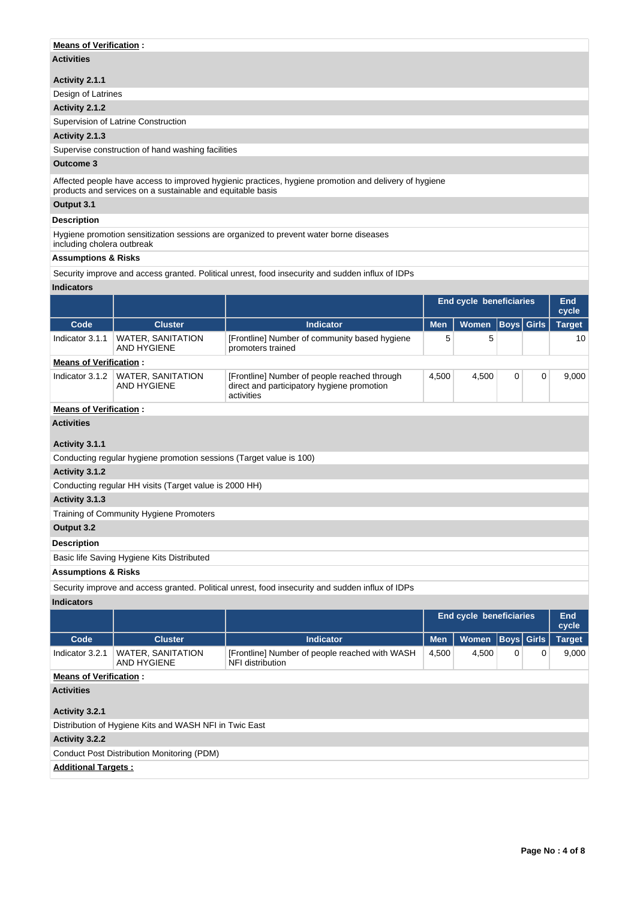**Means of Verification :**

**Activities**

**Activity 2.1.1**

Design of Latrines

**Activity 2.1.2**

Supervision of Latrine Construction

**Activity 2.1.3**

Supervise construction of hand washing facilities

**Outcome 3**

Affected people have access to improved hygienic practices, hygiene promotion and delivery of hygiene products and services on a sustainable and equitable basis

**Output 3.1**

**Description**

Hygiene promotion sensitization sessions are organized to prevent water borne diseases including cholera outbreak

**Assumptions & Risks**

Security improve and access granted. Political unrest, food insecurity and sudden influx of IDPs

**Indicators**

| | | | End cycle beneficiaries | | | | End cycle |
|---|---|---|---|---|---|---|---|
| Code | Cluster | Indicator | Men | Women | Boys | Girls | Target |
| Indicator 3.1.1 | WATER, SANITATION AND HYGIENE | [Frontline] Number of community based hygiene promoters trained | 5 | 5 | | | 10 |
| **Means of Verification :** | | | | | | | |
| Indicator 3.1.2 | WATER, SANITATION AND HYGIENE | [Frontline] Number of people reached through direct and participatory hygiene promotion activities | 4,500 | 4,500 | 0 | 0 | 9,000 |

**Means of Verification :**

**Activities**

**Activity 3.1.1**

Conducting regular hygiene promotion sessions (Target value is 100)

**Activity 3.1.2**

Conducting regular HH visits (Target value is 2000 HH)

**Activity 3.1.3**

Training of Community Hygiene Promoters

**Output 3.2**

**Description**

Basic life Saving Hygiene Kits Distributed

**Assumptions & Risks**

Security improve and access granted. Political unrest, food insecurity and sudden influx of IDPs

**Indicators**

| | | | End cycle beneficiaries | | | | End cycle |
|---|---|---|---|---|---|---|---|
| Code | Cluster | Indicator | Men | Women | Boys | Girls | Target |
| Indicator 3.2.1 | WATER, SANITATION AND HYGIENE | [Frontline] Number of people reached with WASH NFI distribution | 4,500 | 4,500 | 0 | 0 | 9,000 |

**Means of Verification :**

**Activities**

**Activity 3.2.1**

Distribution of Hygiene Kits and WASH NFI in Twic East

**Activity 3.2.2**

Conduct Post Distribution Monitoring (PDM)

**Additional Targets :**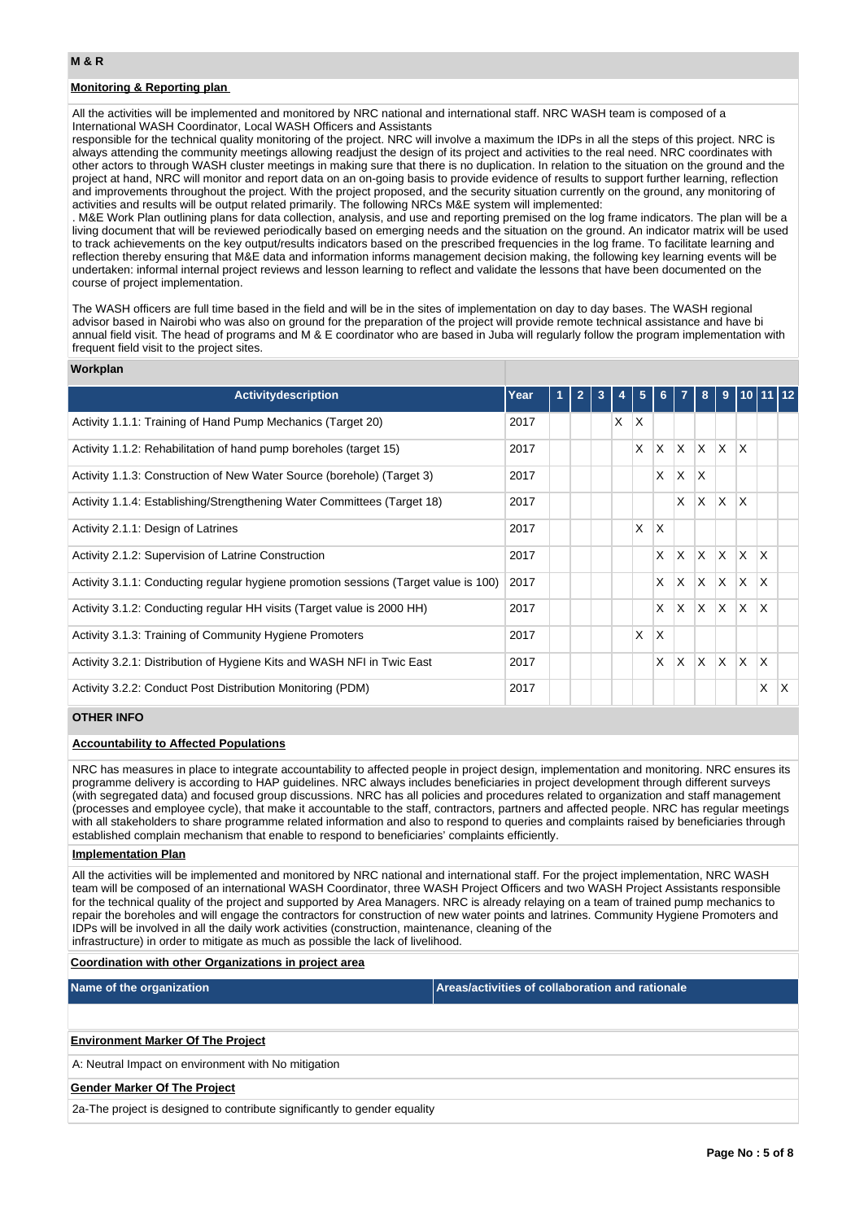## M & R

### Monitoring & Reporting plan

All the activities will be implemented and monitored by NRC national and international staff. NRC WASH team is composed of a International WASH Coordinator, Local WASH Officers and Assistants
responsible for the technical quality monitoring of the project. NRC will involve a maximum the IDPs in all the steps of this project. NRC is always attending the community meetings allowing readjust the design of its project and activities to the real need. NRC coordinates with other actors to through WASH cluster meetings in making sure that there is no duplication. In relation to the situation on the ground and the project at hand, NRC will monitor and report data on an on-going basis to provide evidence of results to support further learning, reflection and improvements throughout the project. With the project proposed, and the security situation currently on the ground, any monitoring of activities and results will be output related primarily. The following NRCs M&E system will implemented:
. M&E Work Plan outlining plans for data collection, analysis, and use and reporting premised on the log frame indicators. The plan will be a living document that will be reviewed periodically based on emerging needs and the situation on the ground. An indicator matrix will be used to track achievements on the key output/results indicators based on the prescribed frequencies in the log frame. To facilitate learning and reflection thereby ensuring that M&E data and information informs management decision making, the following key learning events will be undertaken: informal internal project reviews and lesson learning to reflect and validate the lessons that have been documented on the course of project implementation.

The WASH officers are full time based in the field and will be in the sites of implementation on day to day bases. The WASH regional advisor based in Nairobi who was also on ground for the preparation of the project will provide remote technical assistance and have bi annual field visit. The head of programs and M & E coordinator who are based in Juba will regularly follow the program implementation with frequent field visit to the project sites.

### Workplan

| Activitydescription | Year | 1 | 2 | 3 | 4 | 5 | 6 | 7 | 8 | 9 | 10 | 11 | 12 |
|---|---|---|---|---|---|---|---|---|---|---|---|---|---|
| Activity 1.1.1: Training of Hand Pump Mechanics (Target 20) | 2017 | | | | X | X | | | | | | | |
| Activity 1.1.2: Rehabilitation of hand pump boreholes (target 15) | 2017 | | | | | X | X | X | X | X | X | | |
| Activity 1.1.3: Construction of New Water Source (borehole) (Target 3) | 2017 | | | | | | X | X | X | | | | |
| Activity 1.1.4: Establishing/Strengthening Water Committees (Target 18) | 2017 | | | | | | | X | X | X | X | | |
| Activity 2.1.1: Design of Latrines | 2017 | | | | | X | X | | | | | | |
| Activity 2.1.2: Supervision of Latrine Construction | 2017 | | | | | | X | X | X | X | X | X | |
| Activity 3.1.1: Conducting regular hygiene promotion sessions (Target value is 100) | 2017 | | | | | | X | X | X | X | X | X | |
| Activity 3.1.2: Conducting regular HH visits (Target value is 2000 HH) | 2017 | | | | | | X | X | X | X | X | X | |
| Activity 3.1.3: Training of Community Hygiene Promoters | 2017 | | | | | X | X | | | | | | |
| Activity 3.2.1: Distribution of Hygiene Kits and WASH NFI in Twic East | 2017 | | | | | | X | X | X | X | X | X | |
| Activity 3.2.2: Conduct Post Distribution Monitoring (PDM) | 2017 | | | | | | | | | | | X | X |

## OTHER INFO

### Accountability to Affected Populations

NRC has measures in place to integrate accountability to affected people in project design, implementation and monitoring. NRC ensures its programme delivery is according to HAP guidelines. NRC always includes beneficiaries in project development through different surveys (with segregated data) and focused group discussions. NRC has all policies and procedures related to organization and staff management (processes and employee cycle), that make it accountable to the staff, contractors, partners and affected people. NRC has regular meetings with all stakeholders to share programme related information and also to respond to queries and complaints raised by beneficiaries through established complain mechanism that enable to respond to beneficiaries' complaints efficiently.

### Implementation Plan

All the activities will be implemented and monitored by NRC national and international staff. For the project implementation, NRC WASH team will be composed of an international WASH Coordinator, three WASH Project Officers and two WASH Project Assistants responsible for the technical quality of the project and supported by Area Managers. NRC is already relaying on a team of trained pump mechanics to repair the boreholes and will engage the contractors for construction of new water points and latrines. Community Hygiene Promoters and IDPs will be involved in all the daily work activities (construction, maintenance, cleaning of the
infrastructure) in order to mitigate as much as possible the lack of livelihood.

### Coordination with other Organizations in project area

| Name of the organization | Areas/activities of collaboration and rationale |
|---|---|
| | |

### Environment Marker Of The Project

A: Neutral Impact on environment with No mitigation

### Gender Marker Of The Project

2a-The project is designed to contribute significantly to gender equality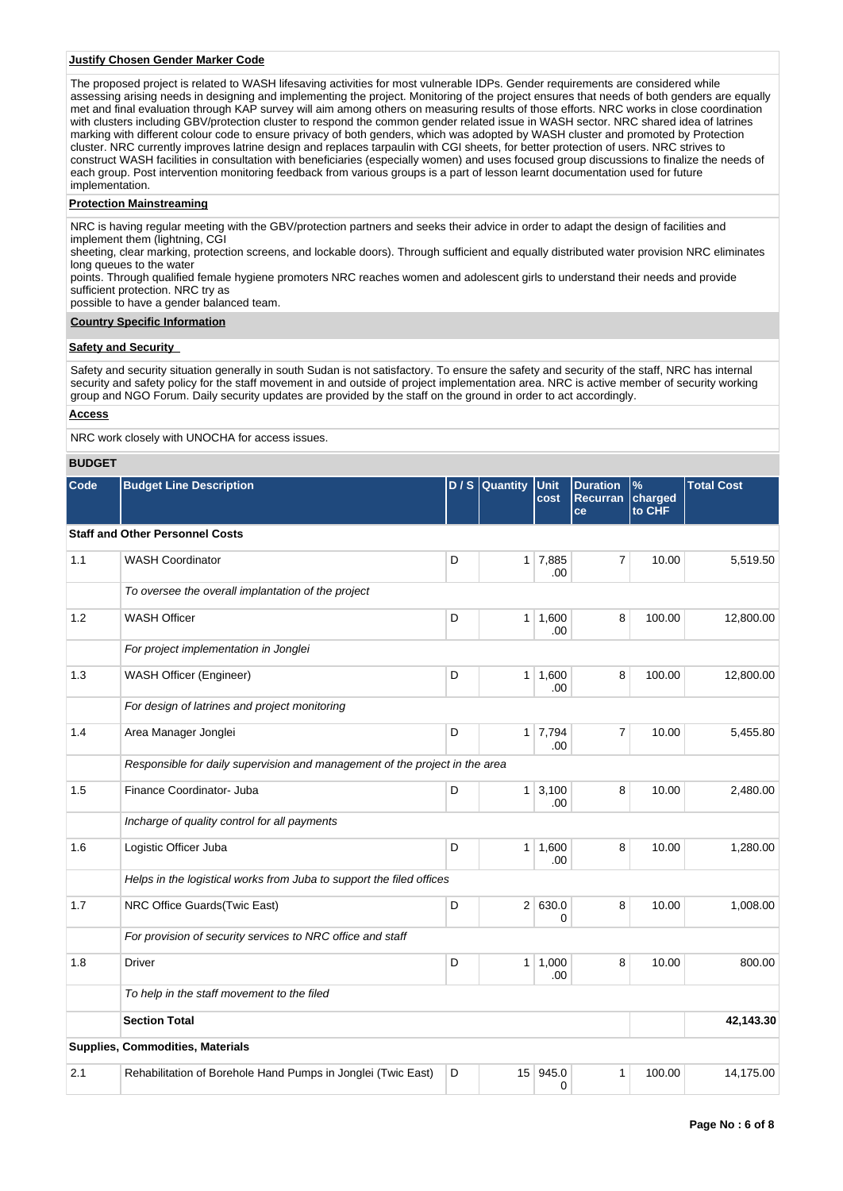**Justify Chosen Gender Marker Code**

The proposed project is related to WASH lifesaving activities for most vulnerable IDPs. Gender requirements are considered while assessing arising needs in designing and implementing the project. Monitoring of the project ensures that needs of both genders are equally met and final evaluation through KAP survey will aim among others on measuring results of those efforts. NRC works in close coordination with clusters including GBV/protection cluster to respond the common gender related issue in WASH sector. NRC shared idea of latrines marking with different colour code to ensure privacy of both genders, which was adopted by WASH cluster and promoted by Protection cluster. NRC currently improves latrine design and replaces tarpaulin with CGI sheets, for better protection of users. NRC strives to construct WASH facilities in consultation with beneficiaries (especially women) and uses focused group discussions to finalize the needs of each group. Post intervention monitoring feedback from various groups is a part of lesson learnt documentation used for future implementation.

**Protection Mainstreaming**

NRC is having regular meeting with the GBV/protection partners and seeks their advice in order to adapt the design of facilities and implement them (lightning, CGI
sheeting, clear marking, protection screens, and lockable doors). Through sufficient and equally distributed water provision NRC eliminates long queues to the water
points. Through qualified female hygiene promoters NRC reaches women and adolescent girls to understand their needs and provide sufficient protection. NRC try as
possible to have a gender balanced team.

**Country Specific Information**

**Safety and Security**

Safety and security situation generally in south Sudan is not satisfactory. To ensure the safety and security of the staff, NRC has internal security and safety policy for the staff movement in and outside of project implementation area. NRC is active member of security working group and NGO Forum. Daily security updates are provided by the staff on the ground in order to act accordingly.

**Access**

NRC work closely with UNOCHA for access issues.

**BUDGET**

| Code | Budget Line Description | D / S | Quantity | Unit cost | Duration Recurrance | % charged to CHF | Total Cost |
|---|---|---|---|---|---|---|---|
| **Staff and Other Personnel Costs** | | | | | | | |
| 1.1 | WASH Coordinator | D | 1 | 7,885.00 | 7 | 10.00 | 5,519.50 |
| | *To oversee the overall implantation of the project* | | | | | | |
| 1.2 | WASH Officer | D | 1 | 1,600.00 | 8 | 100.00 | 12,800.00 |
| | *For project implementation in Jonglei* | | | | | | |
| 1.3 | WASH Officer (Engineer) | D | 1 | 1,600.00 | 8 | 100.00 | 12,800.00 |
| | *For design of latrines and project monitoring* | | | | | | |
| 1.4 | Area Manager Jonglei | D | 1 | 7,794.00 | 7 | 10.00 | 5,455.80 |
| | *Responsible for daily supervision and management of the project in the area* | | | | | | |
| 1.5 | Finance Coordinator- Juba | D | 1 | 3,100.00 | 8 | 10.00 | 2,480.00 |
| | *Incharge of quality control for all payments* | | | | | | |
| 1.6 | Logistic Officer Juba | D | 1 | 1,600.00 | 8 | 10.00 | 1,280.00 |
| | *Helps in the logistical works from Juba to support the filed offices* | | | | | | |
| 1.7 | NRC Office Guards(Twic East) | D | 2 | 630.00 | 8 | 10.00 | 1,008.00 |
| | *For provision of security services to NRC office and staff* | | | | | | |
| 1.8 | Driver | D | 1 | 1,000.00 | 8 | 10.00 | 800.00 |
| | *To help in the staff movement to the filed* | | | | | | |
| | **Section Total** | | | | | | **42,143.30** |
| **Supplies, Commodities, Materials** | | | | | | | |
| 2.1 | Rehabilitation of Borehole Hand Pumps in Jonglei (Twic East) | D | 15 | 945.00 | 1 | 100.00 | 14,175.00 |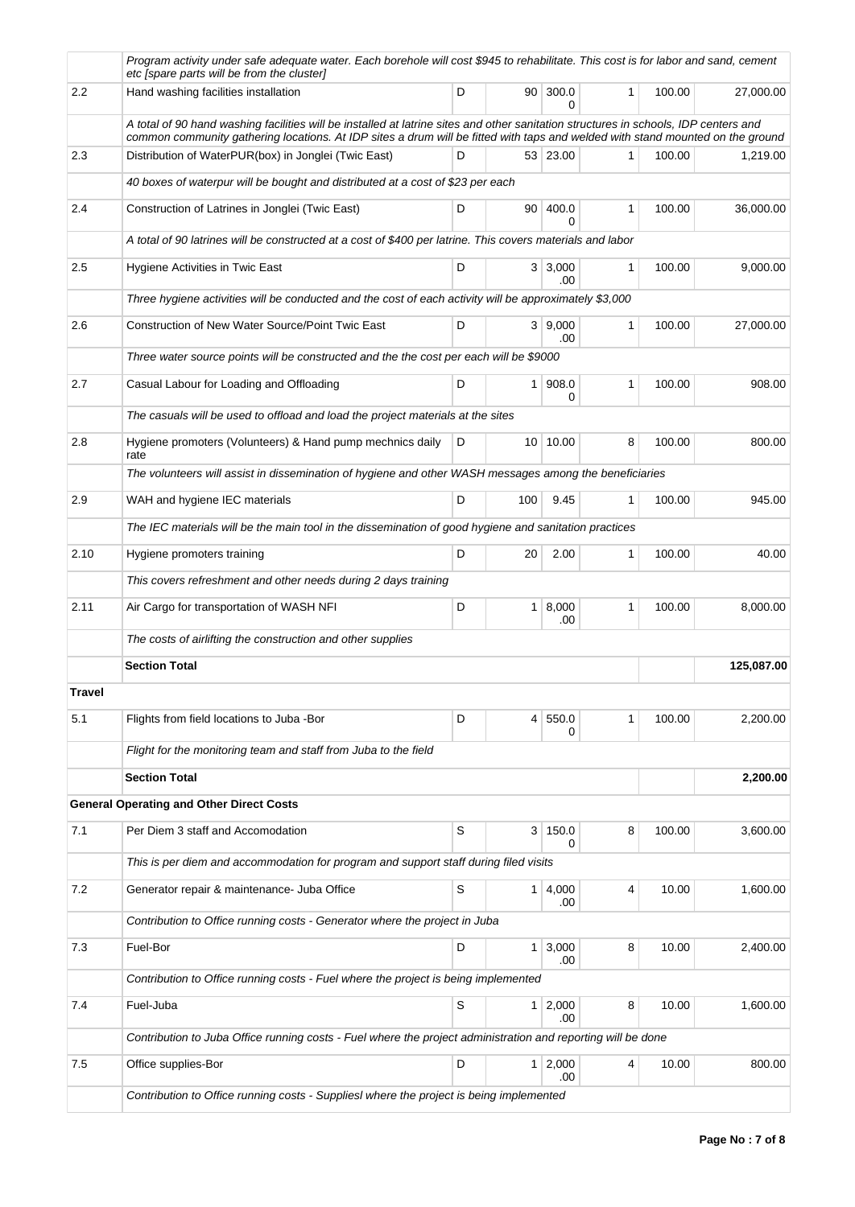| | | | | | | | |
|---|---|---|---|---|---|---|---|
| | *Program activity under safe adequate water. Each borehole will cost $945 to rehabilitate. This cost is for labor and sand, cement etc [spare parts will be from the cluster]* | | | | | | |
| 2.2 | Hand washing facilities installation | D | 90 | 300.00 | 1 | 100.00 | 27,000.00 |
| | *A total of 90 hand washing facilities will be installed at latrine sites and other sanitation structures in schools, IDP centers and common community gathering locations. At IDP sites a drum will be fitted with taps and welded with stand mounted on the ground* | | | | | | |
| 2.3 | Distribution of WaterPUR(box) in Jonglei (Twic East) | D | 53 | 23.00 | 1 | 100.00 | 1,219.00 |
| | *40 boxes of waterpur will be bought and distributed at a cost of $23 per each* | | | | | | |
| 2.4 | Construction of Latrines in Jonglei (Twic East) | D | 90 | 400.00 | 1 | 100.00 | 36,000.00 |
| | *A total of 90 latrines will be constructed at a cost of $400 per latrine. This covers materials and labor* | | | | | | |
| 2.5 | Hygiene Activities in Twic East | D | 3 | 3,000.00 | 1 | 100.00 | 9,000.00 |
| | *Three hygiene activities will be conducted and the cost of each activity will be approximately $3,000* | | | | | | |
| 2.6 | Construction of New Water Source/Point Twic East | D | 3 | 9,000.00 | 1 | 100.00 | 27,000.00 |
| | *Three water source points will be constructed and the the cost per each will be $9000* | | | | | | |
| 2.7 | Casual Labour for Loading and Offloading | D | 1 | 908.00 | 1 | 100.00 | 908.00 |
| | *The casuals will be used to offload and load the project materials at the sites* | | | | | | |
| 2.8 | Hygiene promoters (Volunteers) & Hand pump mechnics daily rate | D | 10 | 10.00 | 8 | 100.00 | 800.00 |
| | *The volunteers will assist in dissemination of hygiene and other WASH messages among the beneficiaries* | | | | | | |
| 2.9 | WAH and hygiene IEC materials | D | 100 | 9.45 | 1 | 100.00 | 945.00 |
| | *The IEC materials will be the main tool in the dissemination of good hygiene and sanitation practices* | | | | | | |
| 2.10 | Hygiene promoters training | D | 20 | 2.00 | 1 | 100.00 | 40.00 |
| | *This covers refreshment and other needs during 2 days training* | | | | | | |
| 2.11 | Air Cargo for transportation of WASH NFI | D | 1 | 8,000.00 | 1 | 100.00 | 8,000.00 |
| | *The costs of airlifting the construction and other supplies* | | | | | | |
| | **Section Total** | | | | | | **125,087.00** |
| **Travel** | | | | | | | |
| 5.1 | Flights from field locations to Juba -Bor | D | 4 | 550.00 | 1 | 100.00 | 2,200.00 |
| | *Flight for the monitoring team and staff from Juba to the field* | | | | | | |
| | **Section Total** | | | | | | **2,200.00** |
| **General Operating and Other Direct Costs** | | | | | | | |
| 7.1 | Per Diem 3 staff and Accomodation | S | 3 | 150.00 | 8 | 100.00 | 3,600.00 |
| | *This is per diem and accommodation for program and support staff during filed visits* | | | | | | |
| 7.2 | Generator repair & maintenance- Juba Office | S | 1 | 4,000.00 | 4 | 10.00 | 1,600.00 |
| | *Contribution to Office running costs - Generator where the project in Juba* | | | | | | |
| 7.3 | Fuel-Bor | D | 1 | 3,000.00 | 8 | 10.00 | 2,400.00 |
| | *Contribution to Office running costs - Fuel where the project is being implemented* | | | | | | |
| 7.4 | Fuel-Juba | S | 1 | 2,000.00 | 8 | 10.00 | 1,600.00 |
| | *Contribution to Juba Office running costs - Fuel where the project administration and reporting will be done* | | | | | | |
| 7.5 | Office supplies-Bor | D | 1 | 2,000.00 | 4 | 10.00 | 800.00 |
| | *Contribution to Office running costs - Suppliesl where the project is being implemented* | | | | | | |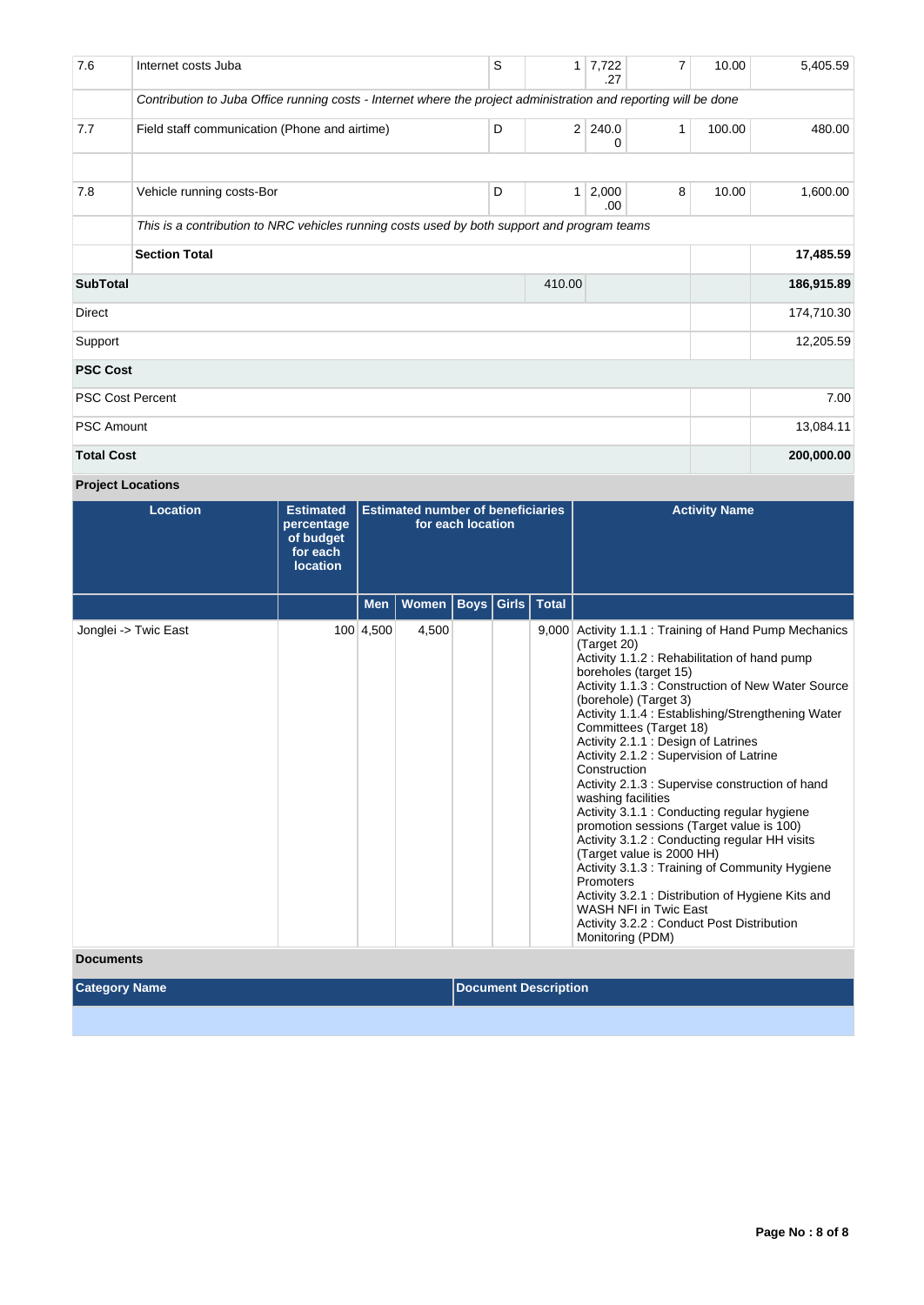| | | | | | | | |
|---|---|---|---|---|---|---|---|
| 7.6 | Internet costs Juba | S | 1 | 7,722.27 | 7 | 10.00 | 5,405.59 |
| | *Contribution to Juba Office running costs - Internet where the project administration and reporting will be done* | | | | | | |
| 7.7 | Field staff communication (Phone and airtime) | D | 2 | 240.00 | 1 | 100.00 | 480.00 |
| | | | | | | | |
| 7.8 | Vehicle running costs-Bor | D | 1 | 2,000.00 | 8 | 10.00 | 1,600.00 |
| | *This is a contribution to NRC vehicles running costs used by both support and program teams* | | | | | | |
| | **Section Total** | | | | | | **17,485.59** |
| **SubTotal** | | | 410.00 | | | | **186,915.89** |
| Direct | | | | | | | 174,710.30 |
| Support | | | | | | | 12,205.59 |
| **PSC Cost** | | | | | | | |
| PSC Cost Percent | | | | | | | 7.00 |
| PSC Amount | | | | | | | 13,084.11 |
| **Total Cost** | | | | | | | **200,000.00** |

**Project Locations**

| Location | Estimated percentage of budget for each location | Estimated number of beneficiaries for each location | | | | | Activity Name |
|---|---|---|---|---|---|---|---|
| | | Men | Women | Boys | Girls | Total | |
| Jonglei -> Twic East | 100 | 4,500 | 4,500 | | | 9,000 | Activity 1.1.1 : Training of Hand Pump Mechanics (Target 20)<br>Activity 1.1.2 : Rehabilitation of hand pump boreholes (target 15)<br>Activity 1.1.3 : Construction of New Water Source (borehole) (Target 3)<br>Activity 1.1.4 : Establishing/Strengthening Water Committees (Target 18)<br>Activity 2.1.1 : Design of Latrines<br>Activity 2.1.2 : Supervision of Latrine Construction<br>Activity 2.1.3 : Supervise construction of hand washing facilities<br>Activity 3.1.1 : Conducting regular hygiene promotion sessions (Target value is 100)<br>Activity 3.1.2 : Conducting regular HH visits (Target value is 2000 HH)<br>Activity 3.1.3 : Training of Community Hygiene Promoters<br>Activity 3.2.1 : Distribution of Hygiene Kits and WASH NFI in Twic East<br>Activity 3.2.2 : Conduct Post Distribution Monitoring (PDM) |

**Documents**

| Category Name | Document Description |
|---|---|
| | |